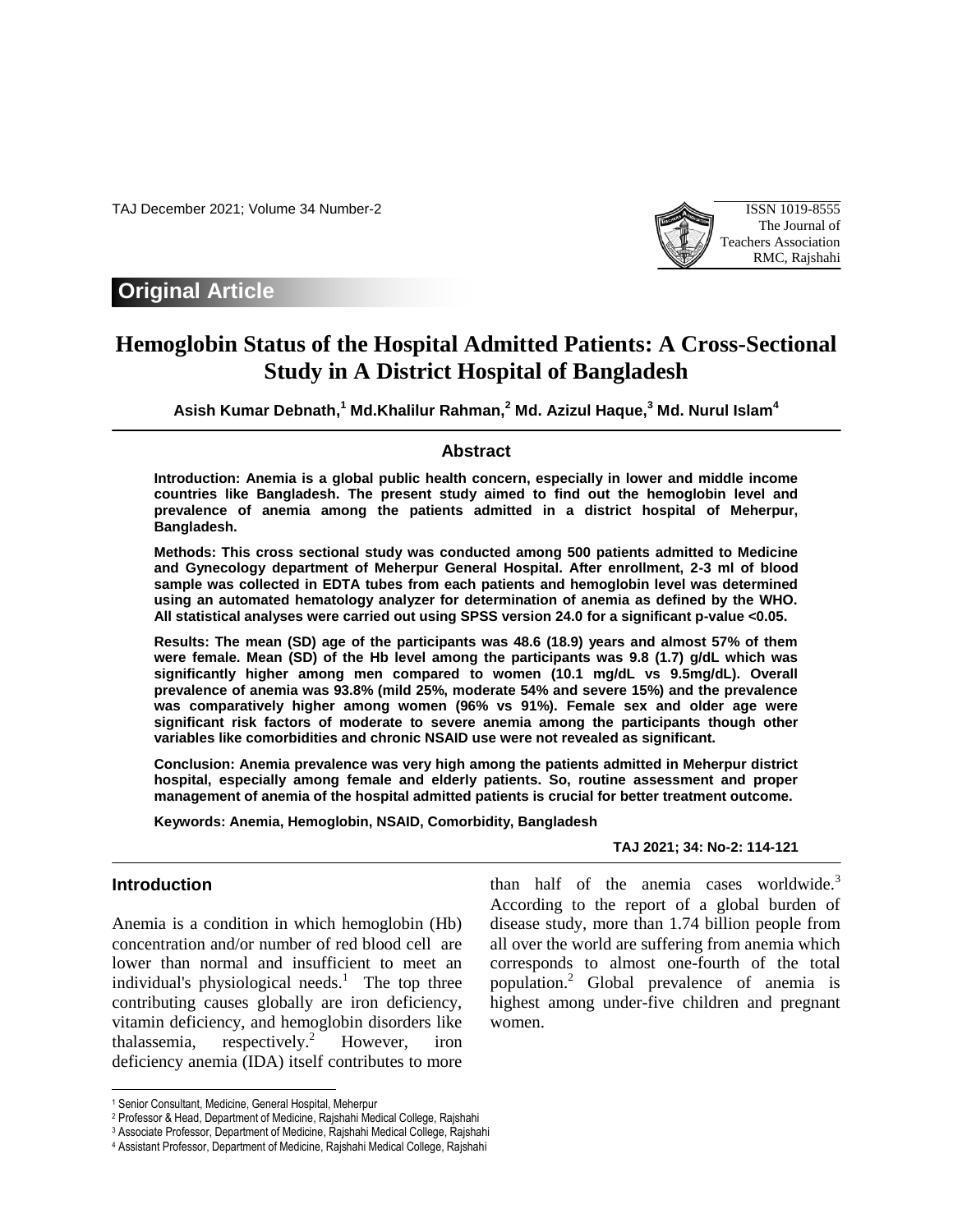## Original Article

# Hemoglobin Status of the Hospital Admitted Patients: A Cross-Sectional Study in A District Hospital of Bangladesh

**Asish Kumar Debnath,[1] Md.Khalilur Rahman,[2] Md. Azizul Haque,[3] Md. Nurul Islam[4]**

## Abstract

**Introduction: Anemia is a global public health concern, especially in lower and middle income countries like Bangladesh. The present study aimed to find out the hemoglobin level and prevalence of anemia among the patients admitted in a district hospital of Meherpur, Bangladesh.**

**Methods: This cross sectional study was conducted among 500 patients admitted to Medicine and Gynecology department of Meherpur General Hospital. After enrollment, 2-3 ml of blood sample was collected in EDTA tubes from each patients and hemoglobin level was determined using an automated hematology analyzer for determination of anemia as defined by the WHO. All statistical analyses were carried out using SPSS version 24.0 for a significant p-value <0.05.**

**Results: The mean (SD) age of the participants was 48.6 (18.9) years and almost 57% of them were female. Mean (SD) of the Hb level among the participants was 9.8 (1.7) g/dL which was significantly higher among men compared to women (10.1 mg/dL vs 9.5mg/dL). Overall prevalence of anemia was 93.8% (mild 25%, moderate 54% and severe 15%) and the prevalence was comparatively higher among women (96% vs 91%). Female sex and older age were significant risk factors of moderate to severe anemia among the participants though other variables like comorbidities and chronic NSAID use were not revealed as significant.**

**Conclusion: Anemia prevalence was very high among the patients admitted in Meherpur district hospital, especially among female and elderly patients. So, routine assessment and proper management of anemia of the hospital admitted patients is crucial for better treatment outcome.**

**Keywords: Anemia, Hemoglobin, NSAID, Comorbidity, Bangladesh**

## Introduction

Anemia is a condition in which hemoglobin (Hb) concentration and/or number of red blood cell are lower than normal and insufficient to meet an individual's physiological needs.[1] The top three contributing causes globally are iron deficiency, vitamin deficiency, and hemoglobin disorders like thalassemia, respectively.[2] However, iron deficiency anemia (IDA) itself contributes to more than half of the anemia cases worldwide.[3] According to the report of a global burden of disease study, more than 1.74 billion people from all over the world are suffering from anemia which corresponds to almost one-fourth of the total population.[2] Global prevalence of anemia is highest among under-five children and pregnant women.

---

[1] Senior Consultant, Medicine, General Hospital, Meherpur
[2] Professor & Head, Department of Medicine, Rajshahi Medical College, Rajshahi
[3] Associate Professor, Department of Medicine, Rajshahi Medical College, Rajshahi
[4] Assistant Professor, Department of Medicine, Rajshahi Medical College, Rajshahi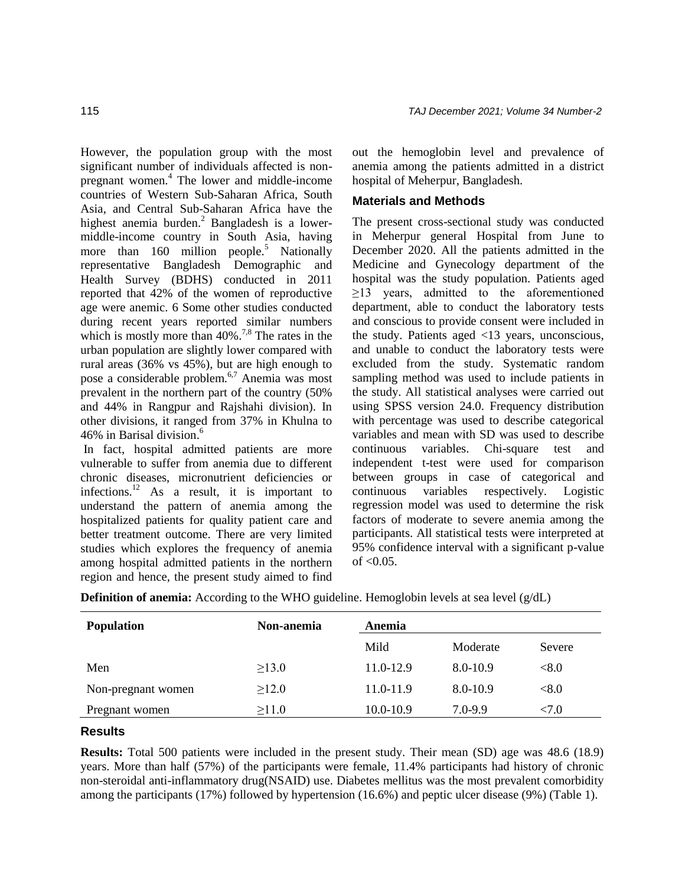However, the population group with the most significant number of individuals affected is non-pregnant women.[4] The lower and middle-income countries of Western Sub-Saharan Africa, South Asia, and Central Sub-Saharan Africa have the highest anemia burden.[2] Bangladesh is a lower-middle-income country in South Asia, having more than 160 million people.[5] Nationally representative Bangladesh Demographic and Health Survey (BDHS) conducted in 2011 reported that 42% of the women of reproductive age were anemic. 6 Some other studies conducted during recent years reported similar numbers which is mostly more than 40%.[7,8] The rates in the urban population are slightly lower compared with rural areas (36% vs 45%), but are high enough to pose a considerable problem.[6,7] Anemia was most prevalent in the northern part of the country (50% and 44% in Rangpur and Rajshahi division). In other divisions, it ranged from 37% in Khulna to 46% in Barisal division.[6]

In fact, hospital admitted patients are more vulnerable to suffer from anemia due to different chronic diseases, micronutrient deficiencies or infections.[12] As a result, it is important to understand the pattern of anemia among the hospitalized patients for quality patient care and better treatment outcome. There are very limited studies which explores the frequency of anemia among hospital admitted patients in the northern region and hence, the present study aimed to find out the hemoglobin level and prevalence of anemia among the patients admitted in a district hospital of Meherpur, Bangladesh.

## Materials and Methods

The present cross-sectional study was conducted in Meherpur general Hospital from June to December 2020. All the patients admitted in the Medicine and Gynecology department of the hospital was the study population. Patients aged ≥13 years, admitted to the aforementioned department, able to conduct the laboratory tests and conscious to provide consent were included in the study. Patients aged <13 years, unconscious, and unable to conduct the laboratory tests were excluded from the study. Systematic random sampling method was used to include patients in the study. All statistical analyses were carried out using SPSS version 24.0. Frequency distribution with percentage was used to describe categorical variables and mean with SD was used to describe continuous variables. Chi-square test and independent t-test were used for comparison between groups in case of categorical and continuous variables respectively. Logistic regression model was used to determine the risk factors of moderate to severe anemia among the participants. All statistical tests were interpreted at 95% confidence interval with a significant p-value of <0.05.

**Definition of anemia:** According to the WHO guideline. Hemoglobin levels at sea level (g/dL)

| Population | Non-anemia | Anemia | | |
|---|---|---|---|---|
| | | Mild | Moderate | Severe |
| Men | ≥13.0 | 11.0-12.9 | 8.0-10.9 | <8.0 |
| Non-pregnant women | ≥12.0 | 11.0-11.9 | 8.0-10.9 | <8.0 |
| Pregnant women | ≥11.0 | 10.0-10.9 | 7.0-9.9 | <7.0 |

## Results

**Results:** Total 500 patients were included in the present study. Their mean (SD) age was 48.6 (18.9) years. More than half (57%) of the participants were female, 11.4% participants had history of chronic non-steroidal anti-inflammatory drug(NSAID) use. Diabetes mellitus was the most prevalent comorbidity among the participants (17%) followed by hypertension (16.6%) and peptic ulcer disease (9%) (Table 1).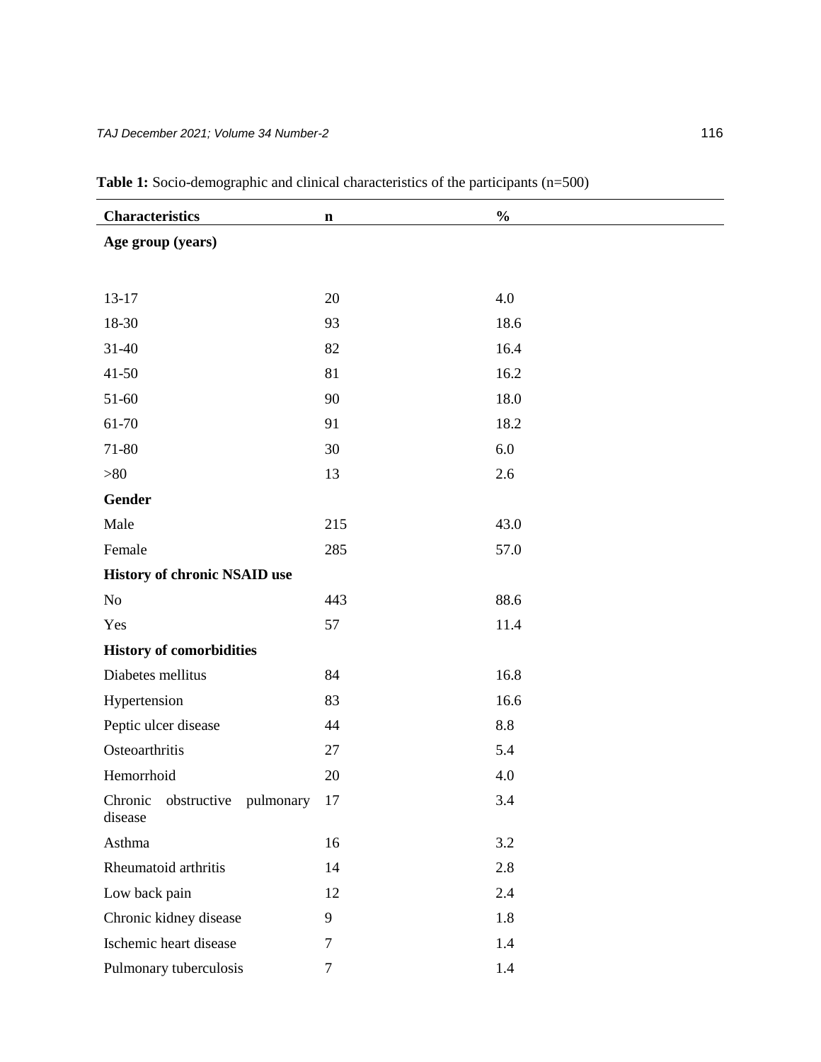**Table 1:** Socio-demographic and clinical characteristics of the participants (n=500)

| Characteristics | n | % |
|---|---|---|
| **Age group (years)** | | |
| 13-17 | 20 | 4.0 |
| 18-30 | 93 | 18.6 |
| 31-40 | 82 | 16.4 |
| 41-50 | 81 | 16.2 |
| 51-60 | 90 | 18.0 |
| 61-70 | 91 | 18.2 |
| 71-80 | 30 | 6.0 |
| >80 | 13 | 2.6 |
| **Gender** | | |
| Male | 215 | 43.0 |
| Female | 285 | 57.0 |
| **History of chronic NSAID use** | | |
| No | 443 | 88.6 |
| Yes | 57 | 11.4 |
| **History of comorbidities** | | |
| Diabetes mellitus | 84 | 16.8 |
| Hypertension | 83 | 16.6 |
| Peptic ulcer disease | 44 | 8.8 |
| Osteoarthritis | 27 | 5.4 |
| Hemorrhoid | 20 | 4.0 |
| Chronic obstructive pulmonary disease | 17 | 3.4 |
| Asthma | 16 | 3.2 |
| Rheumatoid arthritis | 14 | 2.8 |
| Low back pain | 12 | 2.4 |
| Chronic kidney disease | 9 | 1.8 |
| Ischemic heart disease | 7 | 1.4 |
| Pulmonary tuberculosis | 7 | 1.4 |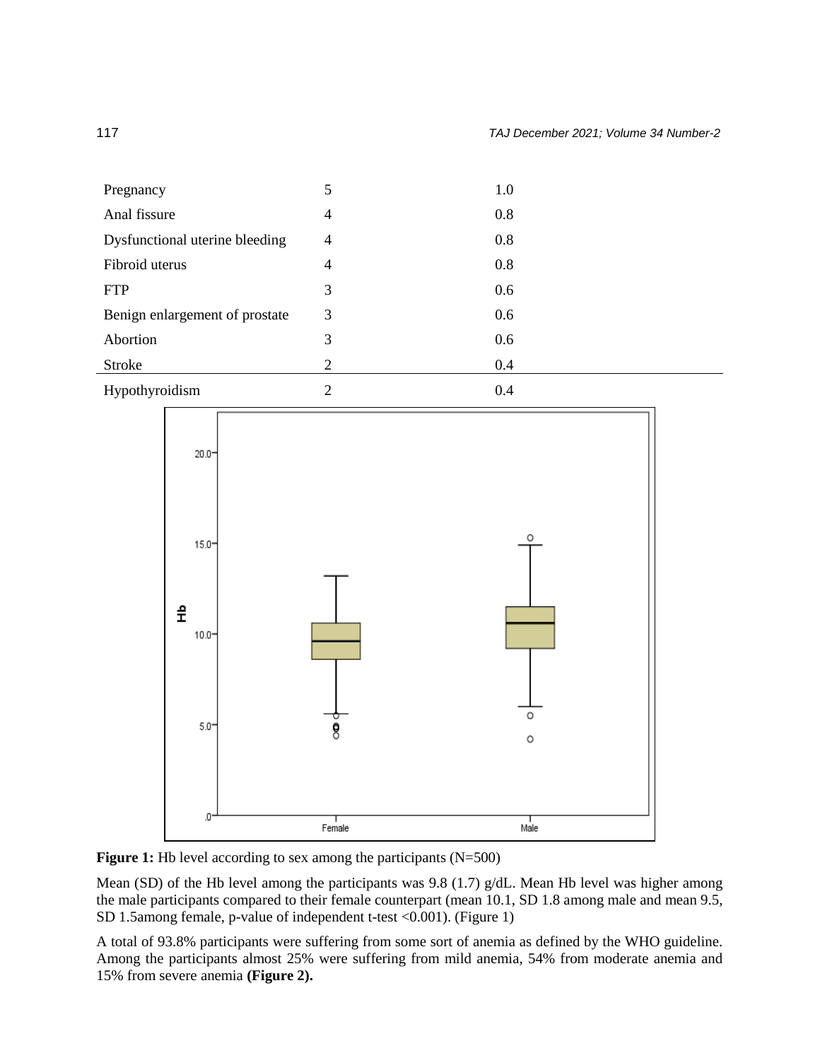| | | |
|---|---|---|
| Pregnancy | 5 | 1.0 |
| Anal fissure | 4 | 0.8 |
| Dysfunctional uterine bleeding | 4 | 0.8 |
| Fibroid uterus | 4 | 0.8 |
| FTP | 3 | 0.6 |
| Benign enlargement of prostate | 3 | 0.6 |
| Abortion | 3 | 0.6 |
| Stroke | 2 | 0.4 |
| Hypothyroidism | 2 | 0.4 |

**Figure 1:** Hb level according to sex among the participants (N=500)

Mean (SD) of the Hb level among the participants was 9.8 (1.7) g/dL. Mean Hb level was higher among the male participants compared to their female counterpart (mean 10.1, SD 1.8 among male and mean 9.5, SD 1.5among female, p-value of independent t-test <0.001). (Figure 1)

A total of 93.8% participants were suffering from some sort of anemia as defined by the WHO guideline. Among the participants almost 25% were suffering from mild anemia, 54% from moderate anemia and 15% from severe anemia **(Figure 2).**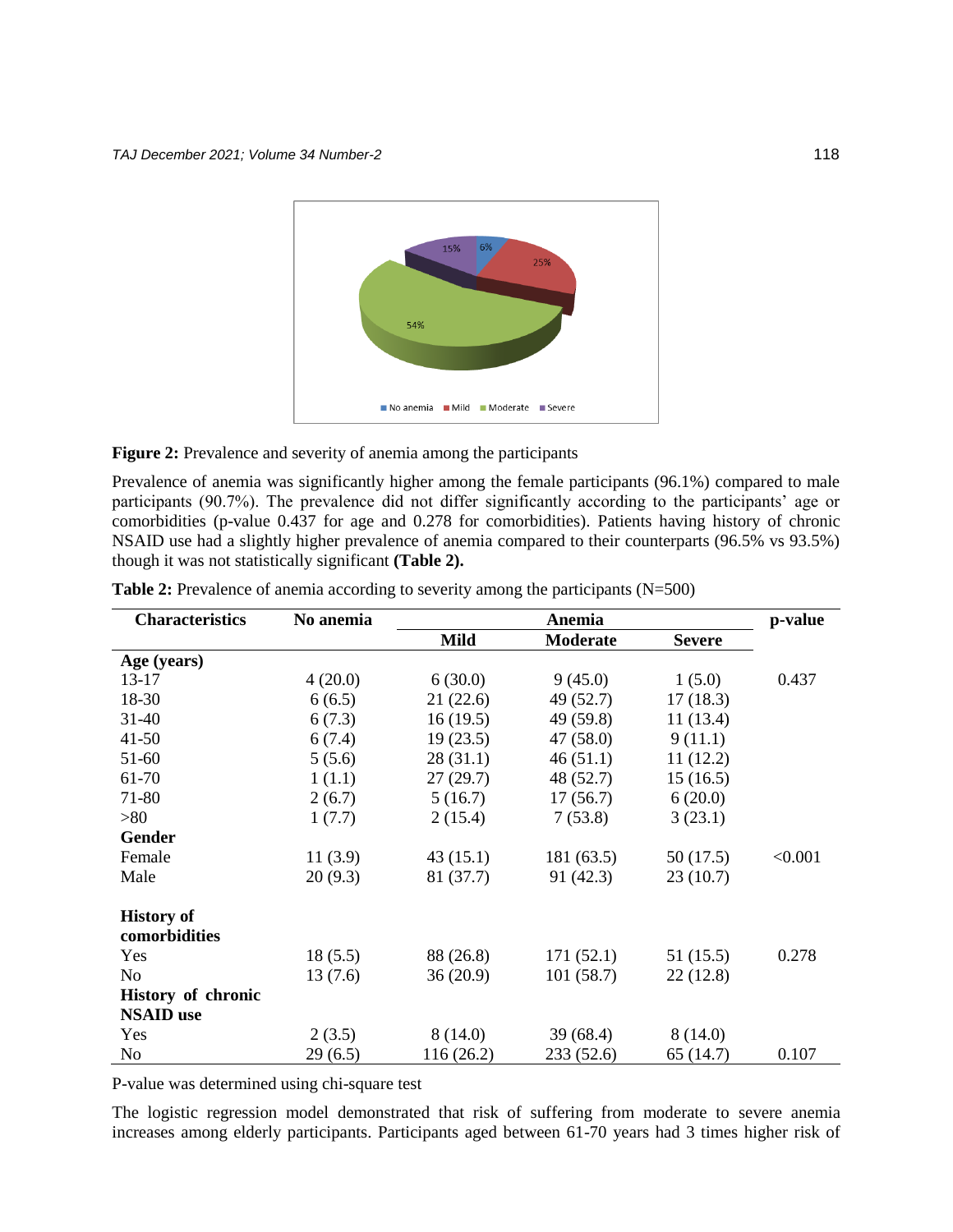**Figure 2:** Prevalence and severity of anemia among the participants

Prevalence of anemia was significantly higher among the female participants (96.1%) compared to male participants (90.7%). The prevalence did not differ significantly according to the participants' age or comorbidities (p-value 0.437 for age and 0.278 for comorbidities). Patients having history of chronic NSAID use had a slightly higher prevalence of anemia compared to their counterparts (96.5% vs 93.5%) though it was not statistically significant **(Table 2).**

**Table 2:** Prevalence of anemia according to severity among the participants (N=500)

| Characteristics | No anemia | Anemia | | | p-value |
|---|---|---|---|---|---|
| | | Mild | Moderate | Severe | |
| **Age (years)** | | | | | |
| 13-17 | 4 (20.0) | 6 (30.0) | 9 (45.0) | 1 (5.0) | 0.437 |
| 18-30 | 6 (6.5) | 21 (22.6) | 49 (52.7) | 17 (18.3) | |
| 31-40 | 6 (7.3) | 16 (19.5) | 49 (59.8) | 11 (13.4) | |
| 41-50 | 6 (7.4) | 19 (23.5) | 47 (58.0) | 9 (11.1) | |
| 51-60 | 5 (5.6) | 28 (31.1) | 46 (51.1) | 11 (12.2) | |
| 61-70 | 1 (1.1) | 27 (29.7) | 48 (52.7) | 15 (16.5) | |
| 71-80 | 2 (6.7) | 5 (16.7) | 17 (56.7) | 6 (20.0) | |
| >80 | 1 (7.7) | 2 (15.4) | 7 (53.8) | 3 (23.1) | |
| **Gender** | | | | | |
| Female | 11 (3.9) | 43 (15.1) | 181 (63.5) | 50 (17.5) | <0.001 |
| Male | 20 (9.3) | 81 (37.7) | 91 (42.3) | 23 (10.7) | |
| **History of comorbidities** | | | | | |
| Yes | 18 (5.5) | 88 (26.8) | 171 (52.1) | 51 (15.5) | 0.278 |
| No | 13 (7.6) | 36 (20.9) | 101 (58.7) | 22 (12.8) | |
| **History of chronic NSAID use** | | | | | |
| Yes | 2 (3.5) | 8 (14.0) | 39 (68.4) | 8 (14.0) | |
| No | 29 (6.5) | 116 (26.2) | 233 (52.6) | 65 (14.7) | 0.107 |

P-value was determined using chi-square test

The logistic regression model demonstrated that risk of suffering from moderate to severe anemia increases among elderly participants. Participants aged between 61-70 years had 3 times higher risk of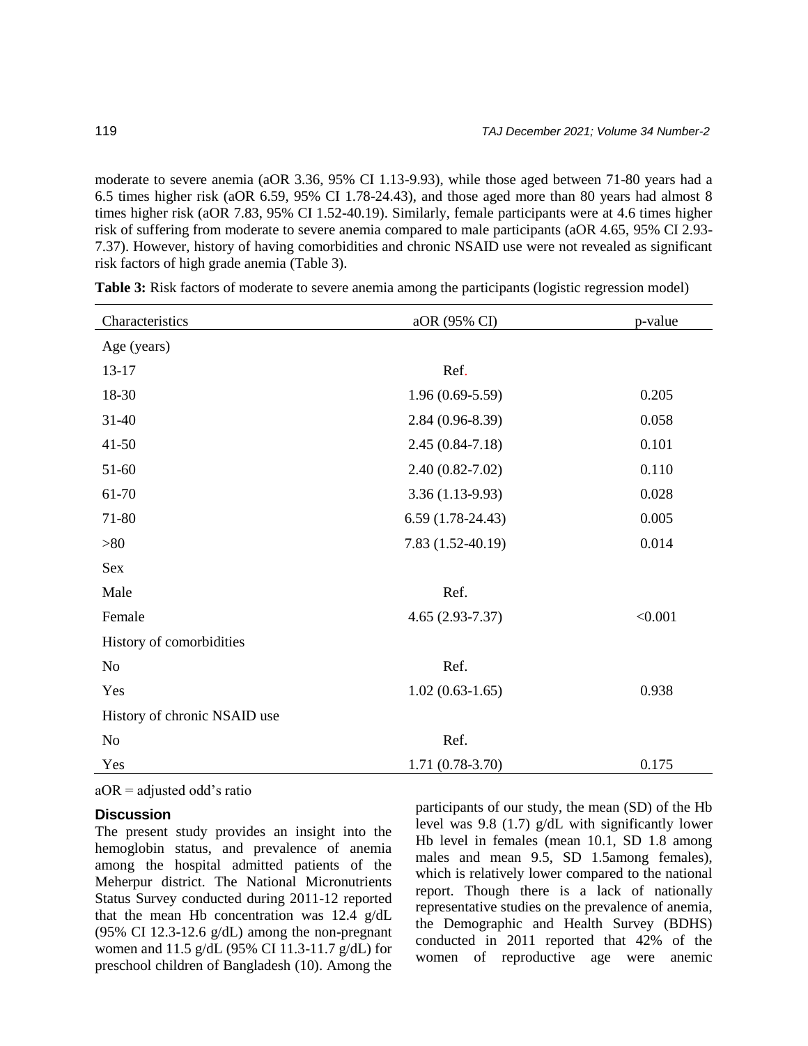moderate to severe anemia (aOR 3.36, 95% CI 1.13-9.93), while those aged between 71-80 years had a 6.5 times higher risk (aOR 6.59, 95% CI 1.78-24.43), and those aged more than 80 years had almost 8 times higher risk (aOR 7.83, 95% CI 1.52-40.19). Similarly, female participants were at 4.6 times higher risk of suffering from moderate to severe anemia compared to male participants (aOR 4.65, 95% CI 2.93-7.37). However, history of having comorbidities and chronic NSAID use were not revealed as significant risk factors of high grade anemia (Table 3).

**Table 3:** Risk factors of moderate to severe anemia among the participants (logistic regression model)

| Characteristics | aOR (95% CI) | p-value |
|---|---|---|
| Age (years) | | |
| 13-17 | Ref. | |
| 18-30 | 1.96 (0.69-5.59) | 0.205 |
| 31-40 | 2.84 (0.96-8.39) | 0.058 |
| 41-50 | 2.45 (0.84-7.18) | 0.101 |
| 51-60 | 2.40 (0.82-7.02) | 0.110 |
| 61-70 | 3.36 (1.13-9.93) | 0.028 |
| 71-80 | 6.59 (1.78-24.43) | 0.005 |
| >80 | 7.83 (1.52-40.19) | 0.014 |
| Sex | | |
| Male | Ref. | |
| Female | 4.65 (2.93-7.37) | <0.001 |
| History of comorbidities | | |
| No | Ref. | |
| Yes | 1.02 (0.63-1.65) | 0.938 |
| History of chronic NSAID use | | |
| No | Ref. | |
| Yes | 1.71 (0.78-3.70) | 0.175 |

aOR = adjusted odd's ratio

## Discussion

The present study provides an insight into the hemoglobin status, and prevalence of anemia among the hospital admitted patients of the Meherpur district. The National Micronutrients Status Survey conducted during 2011-12 reported that the mean Hb concentration was 12.4 g/dL (95% CI 12.3-12.6 g/dL) among the non-pregnant women and 11.5 g/dL (95% CI 11.3-11.7 g/dL) for preschool children of Bangladesh (10). Among the participants of our study, the mean (SD) of the Hb level was 9.8 (1.7) g/dL with significantly lower Hb level in females (mean 10.1, SD 1.8 among males and mean 9.5, SD 1.5among females), which is relatively lower compared to the national report. Though there is a lack of nationally representative studies on the prevalence of anemia, the Demographic and Health Survey (BDHS) conducted in 2011 reported that 42% of the women of reproductive age were anemic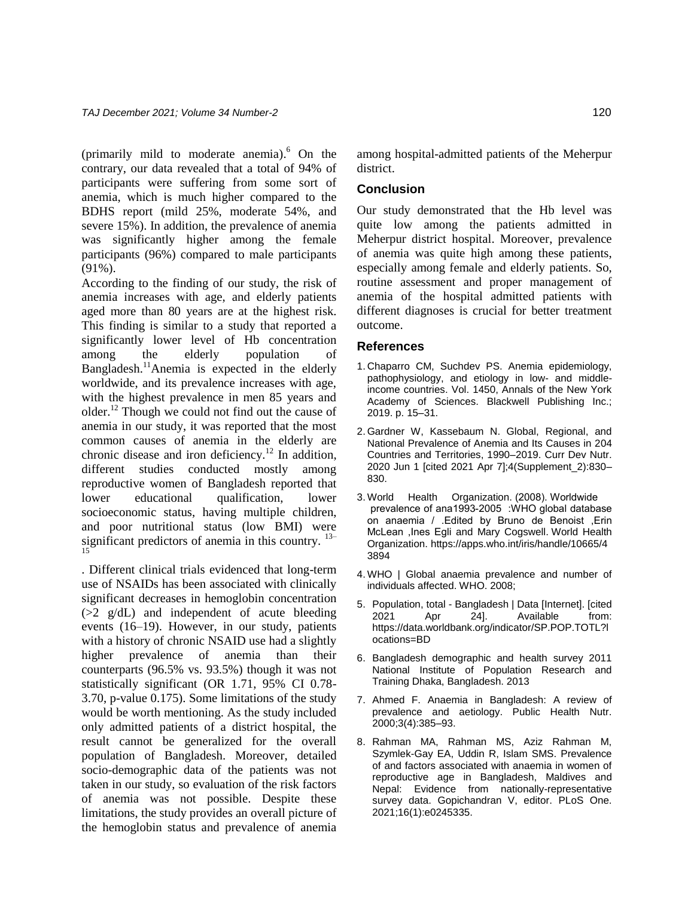(primarily mild to moderate anemia).[6] On the contrary, our data revealed that a total of 94% of participants were suffering from some sort of anemia, which is much higher compared to the BDHS report (mild 25%, moderate 54%, and severe 15%). In addition, the prevalence of anemia was significantly higher among the female participants (96%) compared to male participants (91%).

According to the finding of our study, the risk of anemia increases with age, and elderly patients aged more than 80 years are at the highest risk. This finding is similar to a study that reported a significantly lower level of Hb concentration among the elderly population of Bangladesh.[11] Anemia is expected in the elderly worldwide, and its prevalence increases with age, with the highest prevalence in men 85 years and older.[12] Though we could not find out the cause of anemia in our study, it was reported that the most common causes of anemia in the elderly are chronic disease and iron deficiency.[12] In addition, different studies conducted mostly among reproductive women of Bangladesh reported that lower educational qualification, lower socioeconomic status, having multiple children, and poor nutritional status (low BMI) were significant predictors of anemia in this country.[13–15]

. Different clinical trials evidenced that long-term use of NSAIDs has been associated with clinically significant decreases in hemoglobin concentration (>2 g/dL) and independent of acute bleeding events (16–19). However, in our study, patients with a history of chronic NSAID use had a slightly higher prevalence of anemia than their counterparts (96.5% vs. 93.5%) though it was not statistically significant (OR 1.71, 95% CI 0.78-3.70, p-value 0.175). Some limitations of the study would be worth mentioning. As the study included only admitted patients of a district hospital, the result cannot be generalized for the overall population of Bangladesh. Moreover, detailed socio-demographic data of the patients was not taken in our study, so evaluation of the risk factors of anemia was not possible. Despite these limitations, the study provides an overall picture of the hemoglobin status and prevalence of anemia among hospital-admitted patients of the Meherpur district.

## Conclusion

Our study demonstrated that the Hb level was quite low among the patients admitted in Meherpur district hospital. Moreover, prevalence of anemia was quite high among these patients, especially among female and elderly patients. So, routine assessment and proper management of anemia of the hospital admitted patients with different diagnoses is crucial for better treatment outcome.

## References

1. Chaparro CM, Suchdev PS. Anemia epidemiology, pathophysiology, and etiology in low- and middle-income countries. Vol. 1450, Annals of the New York Academy of Sciences. Blackwell Publishing Inc.; 2019. p. 15–31.
2. Gardner W, Kassebaum N. Global, Regional, and National Prevalence of Anemia and Its Causes in 204 Countries and Territories, 1990–2019. Curr Dev Nutr. 2020 Jun 1 [cited 2021 Apr 7];4(Supplement_2):830–830.
3. World Health Organization. (2008). Worldwide prevalence of ana1993-2005 :WHO global database on anaemia / .Edited by Bruno de Benoist ,Erin McLean ,Ines Egli and Mary Cogswell. World Health Organization. https://apps.who.int/iris/handle/10665/43894
4. WHO | Global anaemia prevalence and number of individuals affected. WHO. 2008;
5. Population, total - Bangladesh | Data [Internet]. [cited 2021 Apr 24]. Available from: https://data.worldbank.org/indicator/SP.POP.TOTL?locations=BD
6. Bangladesh demographic and health survey 2011 National Institute of Population Research and Training Dhaka, Bangladesh. 2013
7. Ahmed F. Anaemia in Bangladesh: A review of prevalence and aetiology. Public Health Nutr. 2000;3(4):385–93.
8. Rahman MA, Rahman MS, Aziz Rahman M, Szymlek-Gay EA, Uddin R, Islam SMS. Prevalence of and factors associated with anaemia in women of reproductive age in Bangladesh, Maldives and Nepal: Evidence from nationally-representative survey data. Gopichandran V, editor. PLoS One. 2021;16(1):e0245335.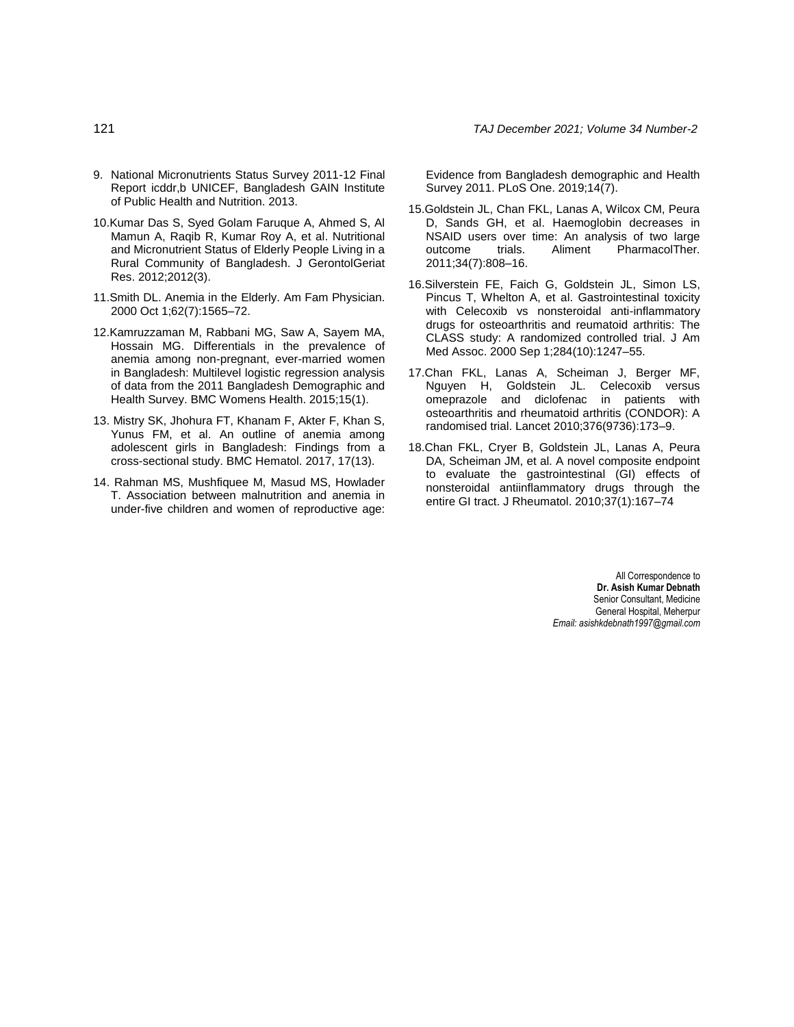9. National Micronutrients Status Survey 2011-12 Final Report icddr,b UNICEF, Bangladesh GAIN Institute of Public Health and Nutrition. 2013.

10. Kumar Das S, Syed Golam Faruque A, Ahmed S, Al Mamun A, Raqib R, Kumar Roy A, et al. Nutritional and Micronutrient Status of Elderly People Living in a Rural Community of Bangladesh. J GerontolGeriat Res. 2012;2012(3).

11. Smith DL. Anemia in the Elderly. Am Fam Physician. 2000 Oct 1;62(7):1565–72.

12. Kamruzzaman M, Rabbani MG, Saw A, Sayem MA, Hossain MG. Differentials in the prevalence of anemia among non-pregnant, ever-married women in Bangladesh: Multilevel logistic regression analysis of data from the 2011 Bangladesh Demographic and Health Survey. BMC Womens Health. 2015;15(1).

13. Mistry SK, Jhohura FT, Khanam F, Akter F, Khan S, Yunus FM, et al. An outline of anemia among adolescent girls in Bangladesh: Findings from a cross-sectional study. BMC Hematol. 2017, 17(13).

14. Rahman MS, Mushfiquee M, Masud MS, Howlader T. Association between malnutrition and anemia in under-five children and women of reproductive age: Evidence from Bangladesh demographic and Health Survey 2011. PLoS One. 2019;14(7).

15. Goldstein JL, Chan FKL, Lanas A, Wilcox CM, Peura D, Sands GH, et al. Haemoglobin decreases in NSAID users over time: An analysis of two large outcome trials. Aliment PharmacolTher. 2011;34(7):808–16.

16. Silverstein FE, Faich G, Goldstein JL, Simon LS, Pincus T, Whelton A, et al. Gastrointestinal toxicity with Celecoxib vs nonsteroidal anti-inflammatory drugs for osteoarthritis and reumatoid arthritis: The CLASS study: A randomized controlled trial. J Am Med Assoc. 2000 Sep 1;284(10):1247–55.

17. Chan FKL, Lanas A, Scheiman J, Berger MF, Nguyen H, Goldstein JL. Celecoxib versus omeprazole and diclofenac in patients with osteoarthritis and rheumatoid arthritis (CONDOR): A randomised trial. Lancet 2010;376(9736):173–9.

18. Chan FKL, Cryer B, Goldstein JL, Lanas A, Peura DA, Scheiman JM, et al. A novel composite endpoint to evaluate the gastrointestinal (GI) effects of nonsteroidal antiinflammatory drugs through the entire GI tract. J Rheumatol. 2010;37(1):167–74

All Correspondence to
**Dr. Asish Kumar Debnath**
Senior Consultant, Medicine
General Hospital, Meherpur
*Email: asishkdebnath1997@gmail.com*